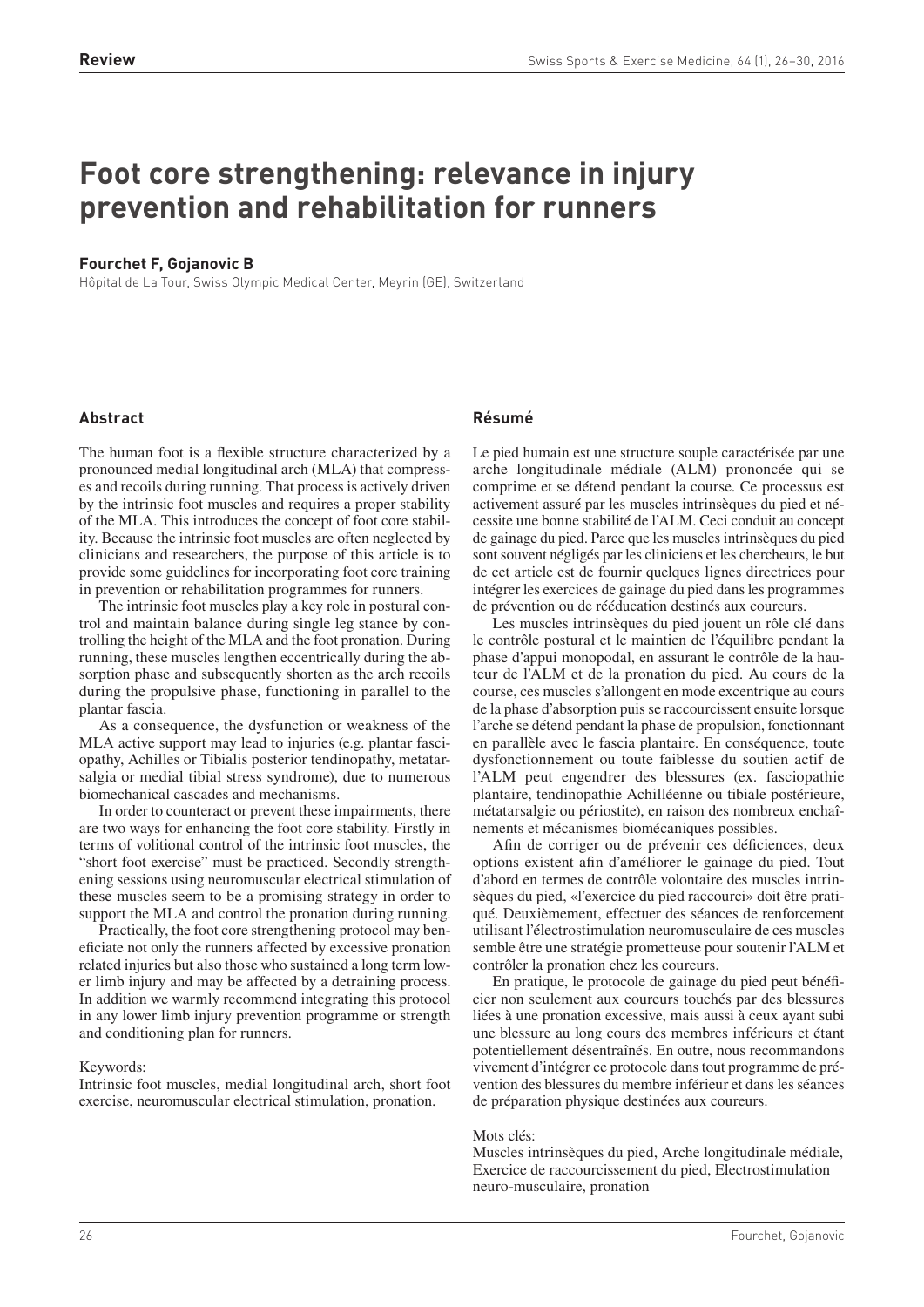**Review**

# Foot core strengthening: relevance in injury prevention and rehabilitation for runners

**Fourchet F, Gojanovic B**

Hôpital de La Tour, Swiss Olympic Medical Center, Meyrin (GE), Switzerland

## Abstract

The human foot is a flexible structure characterized by a pronounced medial longitudinal arch (MLA) that compresses and recoils during running. That process is actively driven by the intrinsic foot muscles and requires a proper stability of the MLA. This introduces the concept of foot core stability. Because the intrinsic foot muscles are often neglected by clinicians and researchers, the purpose of this article is to provide some guidelines for incorporating foot core training in prevention or rehabilitation programmes for runners.

The intrinsic foot muscles play a key role in postural control and maintain balance during single leg stance by controlling the height of the MLA and the foot pronation. During running, these muscles lengthen eccentrically during the absorption phase and subsequently shorten as the arch recoils during the propulsive phase, functioning in parallel to the plantar fascia.

As a consequence, the dysfunction or weakness of the MLA active support may lead to injuries (e.g. plantar fasciopathy, Achilles or Tibialis posterior tendinopathy, metatarsalgia or medial tibial stress syndrome), due to numerous biomechanical cascades and mechanisms.

In order to counteract or prevent these impairments, there are two ways for enhancing the foot core stability. Firstly in terms of volitional control of the intrinsic foot muscles, the "short foot exercise" must be practiced. Secondly strengthening sessions using neuromuscular electrical stimulation of these muscles seem to be a promising strategy in order to support the MLA and control the pronation during running.

Practically, the foot core strengthening protocol may beneficiate not only the runners affected by excessive pronation related injuries but also those who sustained a long term lower limb injury and may be affected by a detraining process. In addition we warmly recommend integrating this protocol in any lower limb injury prevention programme or strength and conditioning plan for runners.

Keywords:
Intrinsic foot muscles, medial longitudinal arch, short foot exercise, neuromuscular electrical stimulation, pronation.

## Résumé

Le pied humain est une structure souple caractérisée par une arche longitudinale médiale (ALM) prononcée qui se comprime et se détend pendant la course. Ce processus est activement assuré par les muscles intrinsèques du pied et nécessite une bonne stabilité de l'ALM. Ceci conduit au concept de gainage du pied. Parce que les muscles intrinsèques du pied sont souvent négligés par les cliniciens et les chercheurs, le but de cet article est de fournir quelques lignes directrices pour intégrer les exercices de gainage du pied dans les programmes de prévention ou de rééducation destinés aux coureurs.

Les muscles intrinsèques du pied jouent un rôle clé dans le contrôle postural et le maintien de l'équilibre pendant la phase d'appui monopodal, en assurant le contrôle de la hauteur de l'ALM et de la pronation du pied. Au cours de la course, ces muscles s'allongent en mode excentrique au cours de la phase d'absorption puis se raccourcissent ensuite lorsque l'arche se détend pendant la phase de propulsion, fonctionnant en parallèle avec le fascia plantaire. En conséquence, toute dysfonctionnement ou toute faiblesse du soutien actif de l'ALM peut engendrer des blessures (ex. fasciopathie plantaire, tendinopathie Achilléenne ou tibiale postérieure, métatarsalgie ou périostite), en raison des nombreux enchaînements et mécanismes biomécaniques possibles.

Afin de corriger ou de prévenir ces déficiences, deux options existent afin d'améliorer le gainage du pied. Tout d'abord en termes de contrôle volontaire des muscles intrinsèques du pied, «l'exercice du pied raccourci» doit être pratiqué. Deuxièmement, effectuer des séances de renforcement utilisant l'électrostimulation neuromusculaire de ces muscles semble être une stratégie prometteuse pour soutenir l'ALM et contrôler la pronation chez les coureurs.

En pratique, le protocole de gainage du pied peut bénéficier non seulement aux coureurs touchés par des blessures liées à une pronation excessive, mais aussi à ceux ayant subi une blessure au long cours des membres inférieurs et étant potentiellement désentraînés. En outre, nous recommandons vivement d'intégrer ce protocole dans tout programme de prévention des blessures du membre inférieur et dans les séances de préparation physique destinées aux coureurs.

Mots clés:
Muscles intrinsèques du pied, Arche longitudinale médiale, Exercice de raccourcissement du pied, Electrostimulation neuro-musculaire, pronation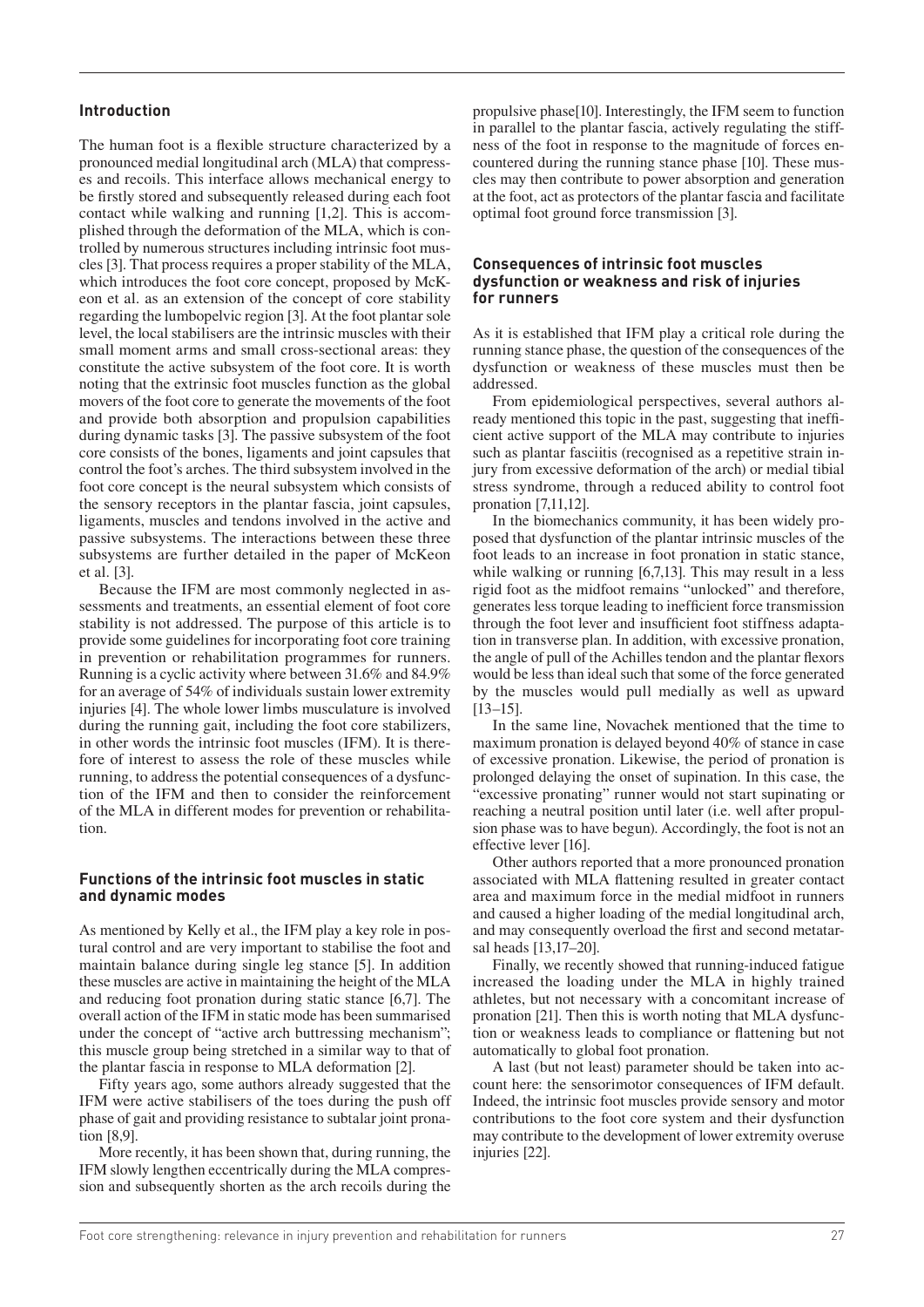## Introduction

The human foot is a flexible structure characterized by a pronounced medial longitudinal arch (MLA) that compresses and recoils. This interface allows mechanical energy to be firstly stored and subsequently released during each foot contact while walking and running [1,2]. This is accomplished through the deformation of the MLA, which is controlled by numerous structures including intrinsic foot muscles [3]. That process requires a proper stability of the MLA, which introduces the foot core concept, proposed by McKeon et al. as an extension of the concept of core stability regarding the lumbopelvic region [3]. At the foot plantar sole level, the local stabilisers are the intrinsic muscles with their small moment arms and small cross-sectional areas: they constitute the active subsystem of the foot core. It is worth noting that the extrinsic foot muscles function as the global movers of the foot core to generate the movements of the foot and provide both absorption and propulsion capabilities during dynamic tasks [3]. The passive subsystem of the foot core consists of the bones, ligaments and joint capsules that control the foot's arches. The third subsystem involved in the foot core concept is the neural subsystem which consists of the sensory receptors in the plantar fascia, joint capsules, ligaments, muscles and tendons involved in the active and passive subsystems. The interactions between these three subsystems are further detailed in the paper of McKeon et al. [3].

Because the IFM are most commonly neglected in assessments and treatments, an essential element of foot core stability is not addressed. The purpose of this article is to provide some guidelines for incorporating foot core training in prevention or rehabilitation programmes for runners. Running is a cyclic activity where between 31.6% and 84.9% for an average of 54% of individuals sustain lower extremity injuries [4]. The whole lower limbs musculature is involved during the running gait, including the foot core stabilizers, in other words the intrinsic foot muscles (IFM). It is therefore of interest to assess the role of these muscles while running, to address the potential consequences of a dysfunction of the IFM and then to consider the reinforcement of the MLA in different modes for prevention or rehabilitation.

## Functions of the intrinsic foot muscles in static and dynamic modes

As mentioned by Kelly et al., the IFM play a key role in postural control and are very important to stabilise the foot and maintain balance during single leg stance [5]. In addition these muscles are active in maintaining the height of the MLA and reducing foot pronation during static stance [6,7]. The overall action of the IFM in static mode has been summarised under the concept of "active arch buttressing mechanism"; this muscle group being stretched in a similar way to that of the plantar fascia in response to MLA deformation [2].

Fifty years ago, some authors already suggested that the IFM were active stabilisers of the toes during the push off phase of gait and providing resistance to subtalar joint pronation [8,9].

More recently, it has been shown that, during running, the IFM slowly lengthen eccentrically during the MLA compression and subsequently shorten as the arch recoils during the propulsive phase[10]. Interestingly, the IFM seem to function in parallel to the plantar fascia, actively regulating the stiffness of the foot in response to the magnitude of forces encountered during the running stance phase [10]. These muscles may then contribute to power absorption and generation at the foot, act as protectors of the plantar fascia and facilitate optimal foot ground force transmission [3].

## Consequences of intrinsic foot muscles dysfunction or weakness and risk of injuries for runners

As it is established that IFM play a critical role during the running stance phase, the question of the consequences of the dysfunction or weakness of these muscles must then be addressed.

From epidemiological perspectives, several authors already mentioned this topic in the past, suggesting that inefficient active support of the MLA may contribute to injuries such as plantar fasciitis (recognised as a repetitive strain injury from excessive deformation of the arch) or medial tibial stress syndrome, through a reduced ability to control foot pronation [7,11,12].

In the biomechanics community, it has been widely proposed that dysfunction of the plantar intrinsic muscles of the foot leads to an increase in foot pronation in static stance, while walking or running [6,7,13]. This may result in a less rigid foot as the midfoot remains "unlocked" and therefore, generates less torque leading to inefficient force transmission through the foot lever and insufficient foot stiffness adaptation in transverse plan. In addition, with excessive pronation, the angle of pull of the Achilles tendon and the plantar flexors would be less than ideal such that some of the force generated by the muscles would pull medially as well as upward [13–15].

In the same line, Novachek mentioned that the time to maximum pronation is delayed beyond 40% of stance in case of excessive pronation. Likewise, the period of pronation is prolonged delaying the onset of supination. In this case, the "excessive pronating" runner would not start supinating or reaching a neutral position until later (i.e. well after propulsion phase was to have begun). Accordingly, the foot is not an effective lever [16].

Other authors reported that a more pronounced pronation associated with MLA flattening resulted in greater contact area and maximum force in the medial midfoot in runners and caused a higher loading of the medial longitudinal arch, and may consequently overload the first and second metatarsal heads [13,17–20].

Finally, we recently showed that running-induced fatigue increased the loading under the MLA in highly trained athletes, but not necessary with a concomitant increase of pronation [21]. Then this is worth noting that MLA dysfunction or weakness leads to compliance or flattening but not automatically to global foot pronation.

A last (but not least) parameter should be taken into account here: the sensorimotor consequences of IFM default. Indeed, the intrinsic foot muscles provide sensory and motor contributions to the foot core system and their dysfunction may contribute to the development of lower extremity overuse injuries [22].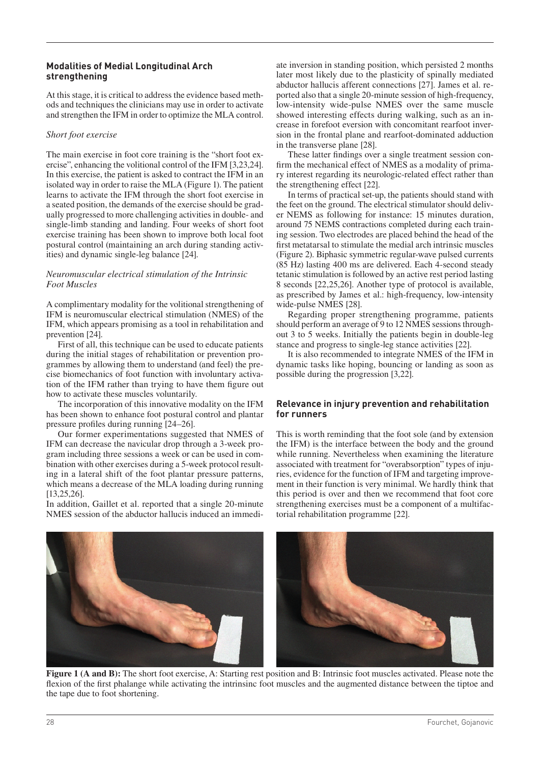### Modalities of Medial Longitudinal Arch strengthening

At this stage, it is critical to address the evidence based methods and techniques the clinicians may use in order to activate and strengthen the IFM in order to optimize the MLA control.

#### *Short foot exercise*

The main exercise in foot core training is the "short foot exercise", enhancing the volitional control of the IFM [3,23,24]. In this exercise, the patient is asked to contract the IFM in an isolated way in order to raise the MLA (Figure 1). The patient learns to activate the IFM through the short foot exercise in a seated position, the demands of the exercise should be gradually progressed to more challenging activities in double- and single-limb standing and landing. Four weeks of short foot exercise training has been shown to improve both local foot postural control (maintaining an arch during standing activities) and dynamic single-leg balance [24].

#### *Neuromuscular electrical stimulation of the Intrinsic Foot Muscles*

A complimentary modality for the volitional strengthening of IFM is neuromuscular electrical stimulation (NMES) of the IFM, which appears promising as a tool in rehabilitation and prevention [24].

First of all, this technique can be used to educate patients during the initial stages of rehabilitation or prevention programmes by allowing them to understand (and feel) the precise biomechanics of foot function with involuntary activation of the IFM rather than trying to have them figure out how to activate these muscles voluntarily.

The incorporation of this innovative modality on the IFM has been shown to enhance foot postural control and plantar pressure profiles during running [24–26].

Our former experimentations suggested that NMES of IFM can decrease the navicular drop through a 3-week program including three sessions a week or can be used in combination with other exercises during a 5-week protocol resulting in a lateral shift of the foot plantar pressure patterns, which means a decrease of the MLA loading during running [13,25,26].

In addition, Gaillet et al. reported that a single 20-minute NMES session of the abductor hallucis induced an immediate inversion in standing position, which persisted 2 months later most likely due to the plasticity of spinally mediated abductor hallucis afferent connections [27]. James et al. reported also that a single 20-minute session of high-frequency, low-intensity wide-pulse NMES over the same muscle showed interesting effects during walking, such as an increase in forefoot eversion with concomitant rearfoot inversion in the frontal plane and rearfoot-dominated adduction in the transverse plane [28].

These latter findings over a single treatment session confirm the mechanical effect of NMES as a modality of primary interest regarding its neurologic-related effect rather than the strengthening effect [22].

In terms of practical set-up, the patients should stand with the feet on the ground. The electrical stimulator should deliver NEMS as following for instance: 15 minutes duration, around 75 NEMS contractions completed during each training session. Two electrodes are placed behind the head of the first metatarsal to stimulate the medial arch intrinsic muscles (Figure 2). Biphasic symmetric regular-wave pulsed currents (85 Hz) lasting 400 ms are delivered. Each 4-second steady tetanic stimulation is followed by an active rest period lasting 8 seconds [22,25,26]. Another type of protocol is available, as prescribed by James et al.: high-frequency, low-intensity wide-pulse NMES [28].

Regarding proper strengthening programme, patients should perform an average of 9 to 12 NMES sessions throughout 3 to 5 weeks. Initially the patients begin in double-leg stance and progress to single-leg stance activities [22].

It is also recommended to integrate NMES of the IFM in dynamic tasks like hoping, bouncing or landing as soon as possible during the progression [3,22].

### Relevance in injury prevention and rehabilitation for runners

This is worth reminding that the foot sole (and by extension the IFM) is the interface between the body and the ground while running. Nevertheless when examining the literature associated with treatment for "overabsorption" types of injuries, evidence for the function of IFM and targeting improvement in their function is very minimal. We hardly think that this period is over and then we recommend that foot core strengthening exercises must be a component of a multifactorial rehabilitation programme [22].

**Figure 1 (A and B):** The short foot exercise, A: Starting rest position and B: Intrinsic foot muscles activated. Please note the flexion of the first phalange while activating the intrinsinc foot muscles and the augmented distance between the tiptoe and the tape due to foot shortening.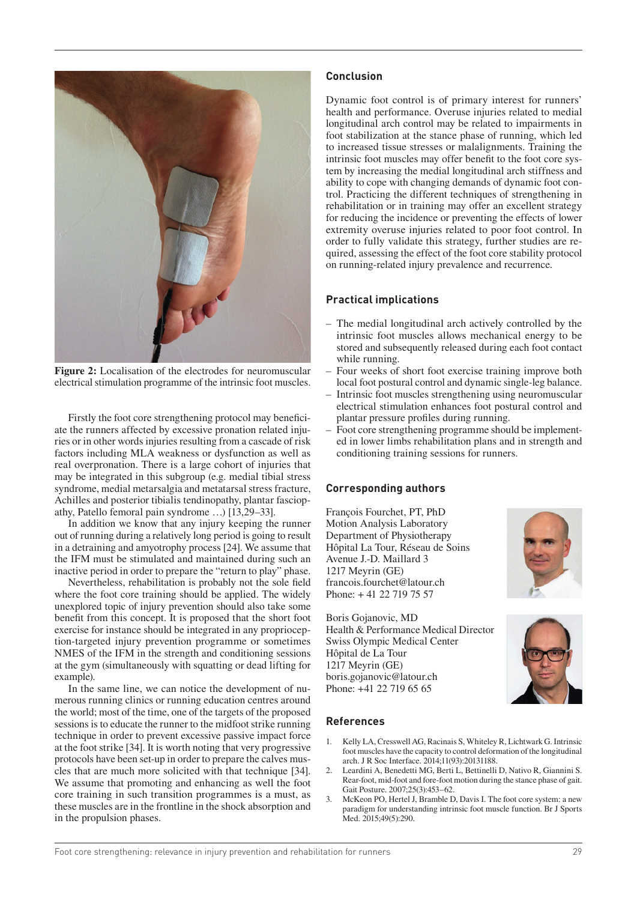**Figure 2:** Localisation of the electrodes for neuromuscular electrical stimulation programme of the intrinsic foot muscles.

Firstly the foot core strengthening protocol may beneficiate the runners affected by excessive pronation related injuries or in other words injuries resulting from a cascade of risk factors including MLA weakness or dysfunction as well as real overpronation. There is a large cohort of injuries that may be integrated in this subgroup (e.g. medial tibial stress syndrome, medial metarsalgia and metatarsal stress fracture, Achilles and posterior tibialis tendinopathy, plantar fasciopathy, Patello femoral pain syndrome …) [13,29–33].

In addition we know that any injury keeping the runner out of running during a relatively long period is going to result in a detraining and amyotrophy process [24]. We assume that the IFM must be stimulated and maintained during such an inactive period in order to prepare the "return to play" phase.

Nevertheless, rehabilitation is probably not the sole field where the foot core training should be applied. The widely unexplored topic of injury prevention should also take some benefit from this concept. It is proposed that the short foot exercise for instance should be integrated in any proprioception-targeted injury prevention programme or sometimes NMES of the IFM in the strength and conditioning sessions at the gym (simultaneously with squatting or dead lifting for example).

In the same line, we can notice the development of numerous running clinics or running education centres around the world; most of the time, one of the targets of the proposed sessions is to educate the runner to the midfoot strike running technique in order to prevent excessive passive impact force at the foot strike [34]. It is worth noting that very progressive protocols have been set-up in order to prepare the calves muscles that are much more solicited with that technique [34]. We assume that promoting and enhancing as well the foot core training in such transition programmes is a must, as these muscles are in the frontline in the shock absorption and in the propulsion phases.

## Conclusion

Dynamic foot control is of primary interest for runners' health and performance. Overuse injuries related to medial longitudinal arch control may be related to impairments in foot stabilization at the stance phase of running, which led to increased tissue stresses or malalignments. Training the intrinsic foot muscles may offer benefit to the foot core system by increasing the medial longitudinal arch stiffness and ability to cope with changing demands of dynamic foot control. Practicing the different techniques of strengthening in rehabilitation or in training may offer an excellent strategy for reducing the incidence or preventing the effects of lower extremity overuse injuries related to poor foot control. In order to fully validate this strategy, further studies are required, assessing the effect of the foot core stability protocol on running-related injury prevalence and recurrence.

## Practical implications

- The medial longitudinal arch actively controlled by the intrinsic foot muscles allows mechanical energy to be stored and subsequently released during each foot contact while running.
- Four weeks of short foot exercise training improve both local foot postural control and dynamic single-leg balance.
- Intrinsic foot muscles strengthening using neuromuscular electrical stimulation enhances foot postural control and plantar pressure profiles during running.
- Foot core strengthening programme should be implemented in lower limbs rehabilitation plans and in strength and conditioning training sessions for runners.

## Corresponding authors

François Fourchet, PT, PhD
Motion Analysis Laboratory
Department of Physiotherapy
Hôpital La Tour, Réseau de Soins
Avenue J.-D. Maillard 3
1217 Meyrin (GE)
francois.fourchet@latour.ch
Phone: + 41 22 719 75 57

Boris Gojanovic, MD
Health & Performance Medical Director
Swiss Olympic Medical Center
Hôpital de La Tour
1217 Meyrin (GE)
boris.gojanovic@latour.ch
Phone: +41 22 719 65 65

## References

1. Kelly LA, Cresswell AG, Racinais S, Whiteley R, Lichtwark G. Intrinsic foot muscles have the capacity to control deformation of the longitudinal arch. J R Soc Interface. 2014;11(93):20131188.
2. Leardini A, Benedetti MG, Berti L, Bettinelli D, Nativo R, Giannini S. Rear-foot, mid-foot and fore-foot motion during the stance phase of gait. Gait Posture. 2007;25(3):453–62.
3. McKeon PO, Hertel J, Bramble D, Davis I. The foot core system: a new paradigm for understanding intrinsic foot muscle function. Br J Sports Med. 2015;49(5):290.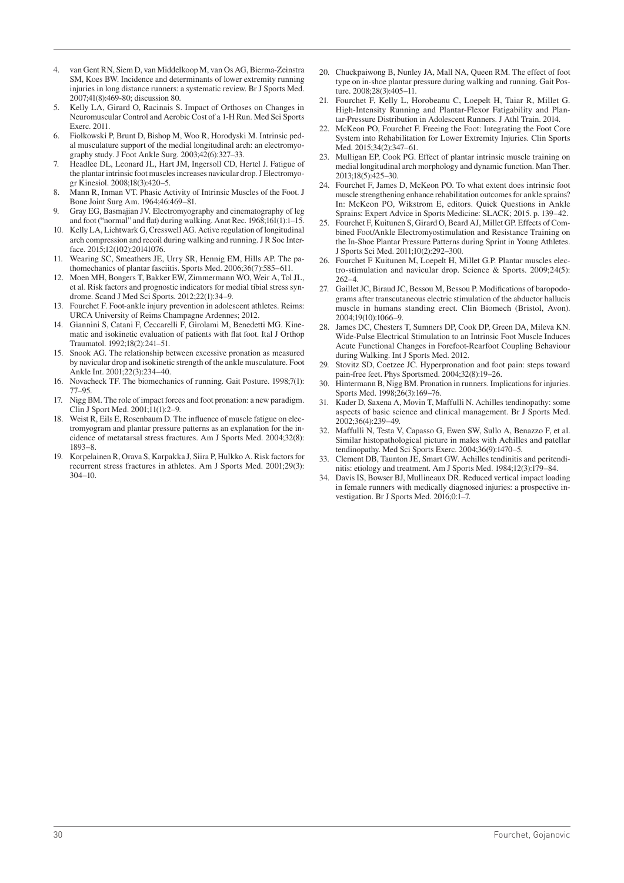4. van Gent RN, Siem D, van Middelkoop M, van Os AG, Bierma-Zeinstra SM, Koes BW. Incidence and determinants of lower extremity running injuries in long distance runners: a systematic review. Br J Sports Med. 2007;41(8):469-80; discussion 80.
5. Kelly LA, Girard O, Racinais S. Impact of Orthoses on Changes in Neuromuscular Control and Aerobic Cost of a 1-H Run. Med Sci Sports Exerc. 2011.
6. Fiolkowski P, Brunt D, Bishop M, Woo R, Horodyski M. Intrinsic pedal musculature support of the medial longitudinal arch: an electromyography study. J Foot Ankle Surg. 2003;42(6):327–33.
7. Headlee DL, Leonard JL, Hart JM, Ingersoll CD, Hertel J. Fatigue of the plantar intrinsic foot muscles increases navicular drop. J Electromyogr Kinesiol. 2008;18(3):420–5.
8. Mann R, Inman VT. Phasic Activity of Intrinsic Muscles of the Foot. J Bone Joint Surg Am. 1964;46:469–81.
9. Gray EG, Basmajian JV. Electromyography and cinematography of leg and foot ("normal" and flat) during walking. Anat Rec. 1968;161(1):1–15.
10. Kelly LA, Lichtwark G, Cresswell AG. Active regulation of longitudinal arch compression and recoil during walking and running. J R Soc Interface. 2015;12(102):20141076.
11. Wearing SC, Smeathers JE, Urry SR, Hennig EM, Hills AP. The pathomechanics of plantar fasciitis. Sports Med. 2006;36(7):585–611.
12. Moen MH, Bongers T, Bakker EW, Zimmermann WO, Weir A, Tol JL, et al. Risk factors and prognostic indicators for medial tibial stress syndrome. Scand J Med Sci Sports. 2012;22(1):34–9.
13. Fourchet F. Foot-ankle injury prevention in adolescent athletes. Reims: URCA University of Reims Champagne Ardennes; 2012.
14. Giannini S, Catani F, Ceccarelli F, Girolami M, Benedetti MG. Kinematic and isokinetic evaluation of patients with flat foot. Ital J Orthop Traumatol. 1992;18(2):241–51.
15. Snook AG. The relationship between excessive pronation as measured by navicular drop and isokinetic strength of the ankle musculature. Foot Ankle Int. 2001;22(3):234–40.
16. Novacheck TF. The biomechanics of running. Gait Posture. 1998;7(1): 77–95.
17. Nigg BM. The role of impact forces and foot pronation: a new paradigm. Clin J Sport Med. 2001;11(1):2–9.
18. Weist R, Eils E, Rosenbaum D. The influence of muscle fatigue on electromyogram and plantar pressure patterns as an explanation for the incidence of metatarsal stress fractures. Am J Sports Med. 2004;32(8): 1893–8.
19. Korpelainen R, Orava S, Karpakka J, Siira P, Hulkko A. Risk factors for recurrent stress fractures in athletes. Am J Sports Med. 2001;29(3): 304–10.
20. Chuckpaiwong B, Nunley JA, Mall NA, Queen RM. The effect of foot type on in-shoe plantar pressure during walking and running. Gait Posture. 2008;28(3):405–11.
21. Fourchet F, Kelly L, Horobeanu C, Loepelt H, Taiar R, Millet G. High-Intensity Running and Plantar-Flexor Fatigability and Plantar-Pressure Distribution in Adolescent Runners. J Athl Train. 2014.
22. McKeon PO, Fourchet F. Freeing the Foot: Integrating the Foot Core System into Rehabilitation for Lower Extremity Injuries. Clin Sports Med. 2015;34(2):347–61.
23. Mulligan EP, Cook PG. Effect of plantar intrinsic muscle training on medial longitudinal arch morphology and dynamic function. Man Ther. 2013;18(5):425–30.
24. Fourchet F, James D, McKeon PO. To what extent does intrinsic foot muscle strengthening enhance rehabilitation outcomes for ankle sprains? In: McKeon PO, Wikstrom E, editors. Quick Questions in Ankle Sprains: Expert Advice in Sports Medicine: SLACK; 2015. p. 139–42.
25. Fourchet F, Kuitunen S, Girard O, Beard AJ, Millet GP. Effects of Combined Foot/Ankle Electromyostimulation and Resistance Training on the In-Shoe Plantar Pressure Patterns during Sprint in Young Athletes. J Sports Sci Med. 2011;10(2):292–300.
26. Fourchet F Kuitunen M, Loepelt H, Millet G.P. Plantar muscles electro-stimulation and navicular drop. Science & Sports. 2009;24(5): 262–4.
27. Gaillet JC, Biraud JC, Bessou M, Bessou P. Modifications of baropodograms after transcutaneous electric stimulation of the abductor hallucis muscle in humans standing erect. Clin Biomech (Bristol, Avon). 2004;19(10):1066–9.
28. James DC, Chesters T, Sumners DP, Cook DP, Green DA, Mileva KN. Wide-Pulse Electrical Stimulation to an Intrinsic Foot Muscle Induces Acute Functional Changes in Forefoot-Rearfoot Coupling Behaviour during Walking. Int J Sports Med. 2012.
29. Stovitz SD, Coetzee JC. Hyperpronation and foot pain: steps toward pain-free feet. Phys Sportsmed. 2004;32(8):19–26.
30. Hintermann B, Nigg BM. Pronation in runners. Implications for injuries. Sports Med. 1998;26(3):169–76.
31. Kader D, Saxena A, Movin T, Maffulli N. Achilles tendinopathy: some aspects of basic science and clinical management. Br J Sports Med. 2002;36(4):239–49.
32. Maffulli N, Testa V, Capasso G, Ewen SW, Sullo A, Benazzo F, et al. Similar histopathological picture in males with Achilles and patellar tendinopathy. Med Sci Sports Exerc. 2004;36(9):1470–5.
33. Clement DB, Taunton JE, Smart GW. Achilles tendinitis and peritendinitis: etiology and treatment. Am J Sports Med. 1984;12(3):179–84.
34. Davis IS, Bowser BJ, Mullineaux DR. Reduced vertical impact loading in female runners with medically diagnosed injuries: a prospective investigation. Br J Sports Med. 2016;0:1–7.